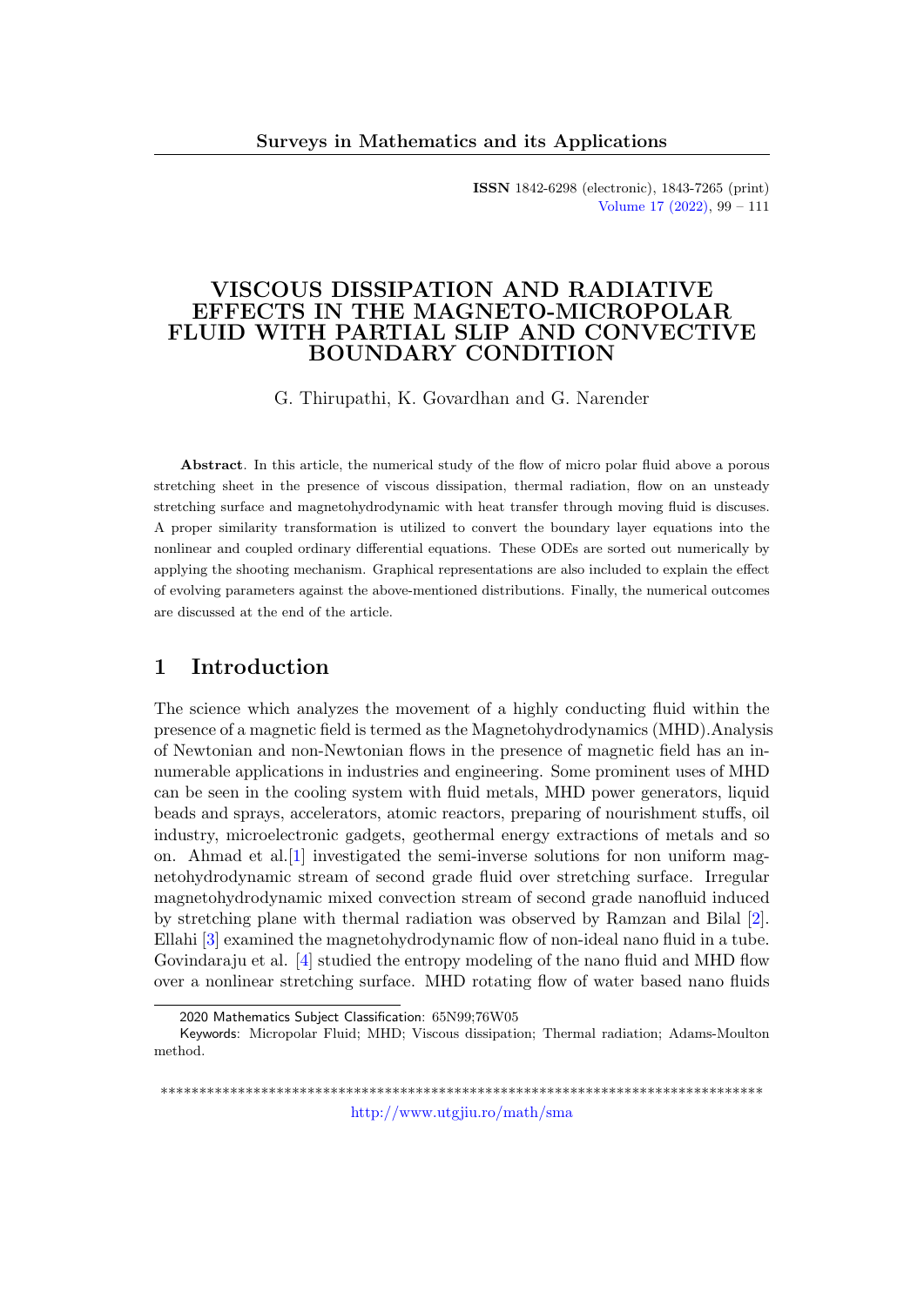ISSN 1842-6298 (electronic), 1843-7265 (print)

# VISCOUS DISSIPATION AND RADIATIVE EFFECTS IN THE MAGNETO-MICROPOLAR FLUID WITH PARTIAL SLIP AND CONVECTIVE BOUNDARY CONDITION

G. Thirupathi, K. Govardhan and G. Narender

**Abstract**. In this article, the numerical study of the flow of micro polar fluid above a porous stretching sheet in the presence of viscous dissipation, thermal radiation, flow on an unsteady stretching surface and magnetohydrodynamic with heat transfer through moving fluid is discuses. A proper similarity transformation is utilized to convert the boundary layer equations into the nonlinear and coupled ordinary differential equations. These ODEs are sorted out numerically by applying the shooting mechanism. Graphical representations are also included to explain the effect of evolving parameters against the above-mentioned distributions. Finally, the numerical outcomes are discussed at the end of the article.

## 1 Introduction

The science which analyzes the movement of a highly conducting fluid within the presence of a magnetic field is termed as the Magnetohydrodynamics (MHD).Analysis of Newtonian and non-Newtonian flows in the presence of magnetic field has an innumerable applications in industries and engineering. Some prominent uses of MHD can be seen in the cooling system with fluid metals, MHD power generators, liquid beads and sprays, accelerators, atomic reactors, preparing of nourishment stuffs, oil industry, microelectronic gadgets, geothermal energy extractions of metals and so on. Ahmad et al.[1] investigated the semi-inverse solutions for non uniform magnetohydrodynamic stream of second grade fluid over stretching surface. Irregular magnetohydrodynamic mixed convection stream of second grade nanofluid induced by stretching plane with thermal radiation was observed by Ramzan and Bilal [2]. Ellahi [3] examined the magnetohydrodynamic flow of non-ideal nano fluid in a tube. Govindaraju et al. [4] studied the entropy modeling of the nano fluid and MHD flow over a nonlinear stretching surface. MHD rotating flow of water based nano fluids

2020 Mathematics Subject Classification: 65N99;76W05

Keywords: Micropolar Fluid; MHD; Viscous dissipation; Thermal radiation; Adams-Moulton method.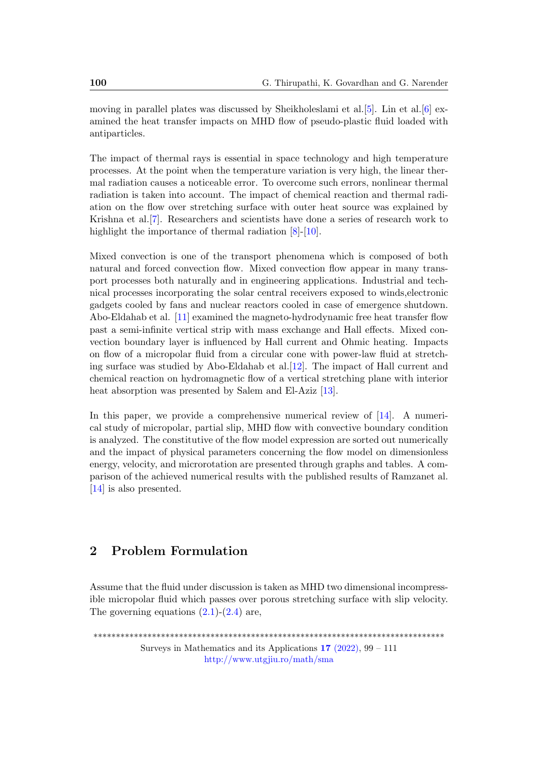moving in parallel plates was discussed by Sheikholeslami et al.[5]. Lin et al.[6] examined the heat transfer impacts on MHD flow of pseudo-plastic fluid loaded with antiparticles.

The impact of thermal rays is essential in space technology and high temperature processes. At the point when the temperature variation is very high, the linear thermal radiation causes a noticeable error. To overcome such errors, nonlinear thermal radiation is taken into account. The impact of chemical reaction and thermal radiation on the flow over stretching surface with outer heat source was explained by Krishna et al.[7]. Researchers and scientists have done a series of research work to highlight the importance of thermal radiation [8]-[10].

Mixed convection is one of the transport phenomena which is composed of both natural and forced convection flow. Mixed convection flow appear in many transport processes both naturally and in engineering applications. Industrial and technical processes incorporating the solar central receivers exposed to winds,electronic gadgets cooled by fans and nuclear reactors cooled in case of emergence shutdown. Abo-Eldahab et al. [11] examined the magneto-hydrodynamic free heat transfer flow past a semi-infinite vertical strip with mass exchange and Hall effects. Mixed convection boundary layer is influenced by Hall current and Ohmic heating. Impacts on flow of a micropolar fluid from a circular cone with power-law fluid at stretching surface was studied by Abo-Eldahab et al.[12]. The impact of Hall current and chemical reaction on hydromagnetic flow of a vertical stretching plane with interior heat absorption was presented by Salem and El-Aziz [13].

In this paper, we provide a comprehensive numerical review of [14]. A numerical study of micropolar, partial slip, MHD flow with convective boundary condition is analyzed. The constitutive of the flow model expression are sorted out numerically and the impact of physical parameters concerning the flow model on dimensionless energy, velocity, and microrotation are presented through graphs and tables. A comparison of the achieved numerical results with the published results of Ramzanet al. [14] is also presented.

## 2 Problem Formulation

Assume that the fluid under discussion is taken as MHD two dimensional incompressible micropolar fluid which passes over porous stretching surface with slip velocity. The governing equations (2.1)-(2.4) are,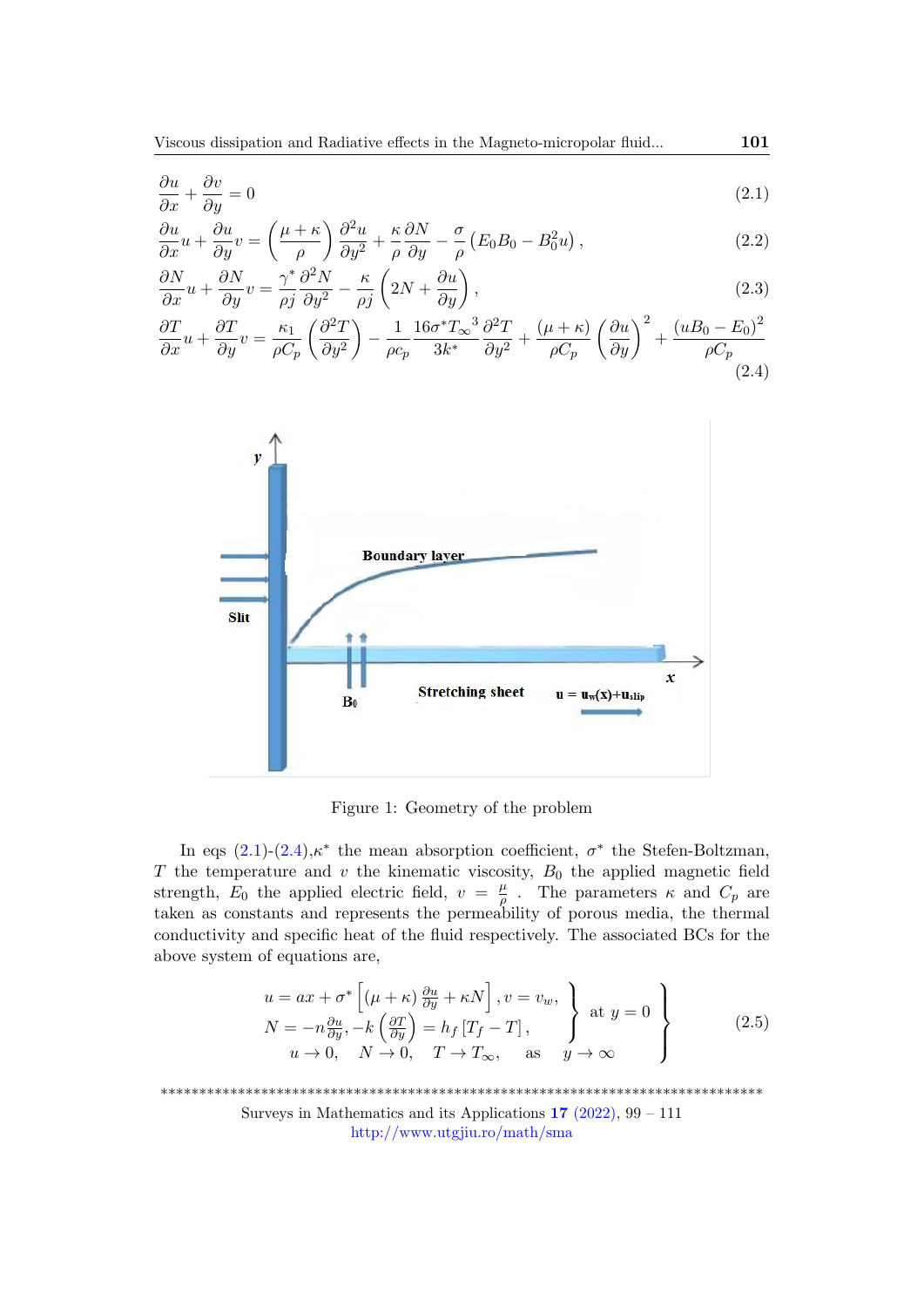$$\frac{\partial u}{\partial x} + \frac{\partial v}{\partial y} = 0 \tag{2.1}$$

$$\frac{\partial u}{\partial x}u + \frac{\partial u}{\partial y}v = \left(\frac{\mu+\kappa}{\rho}\right)\frac{\partial^2 u}{\partial y^2} + \frac{\kappa}{\rho}\frac{\partial N}{\partial y} - \frac{\sigma}{\rho}\left(E_0 B_0 - B_0^2 u\right), \tag{2.2}$$

$$\frac{\partial N}{\partial x}u + \frac{\partial N}{\partial y}v = \frac{\gamma^*}{\rho j}\frac{\partial^2 N}{\partial y^2} - \frac{\kappa}{\rho j}\left(2N + \frac{\partial u}{\partial y}\right), \tag{2.3}$$

$$\frac{\partial T}{\partial x}u + \frac{\partial T}{\partial y}v = \frac{\kappa_1}{\rho C_p}\left(\frac{\partial^2 T}{\partial y^2}\right) - \frac{1}{\rho c_p}\frac{16\sigma^* {T_\infty}^3}{3k^*}\frac{\partial^2 T}{\partial y^2} + \frac{(\mu+\kappa)}{\rho C_p}\left(\frac{\partial u}{\partial y}\right)^2 + \frac{(uB_0 - E_0)^2}{\rho C_p} \tag{2.4}$$

Figure 1: Geometry of the problem

In eqs (2.1)-(2.4),$\kappa^*$ the mean absorption coefficient, $\sigma^*$ the Stefen-Boltzman, $T$ the temperature and $v$ the kinematic viscosity, $B_0$ the applied magnetic field strength, $E_0$ the applied electric field, $v = \frac{\mu}{\rho}$ . The parameters $\kappa$ and $C_p$ are taken as constants and represents the permeability of porous media, the thermal conductivity and specific heat of the fluid respectively. The associated BCs for the above system of equations are,

$$\left.\begin{aligned} &\left.\begin{aligned} &u = ax + \sigma^*\left[(\mu+\kappa)\tfrac{\partial u}{\partial y} + \kappa N\right], v = v_w, \\ &N = -n\tfrac{\partial u}{\partial y}, -k\left(\tfrac{\partial T}{\partial y}\right) = h_f\left[T_f - T\right], \end{aligned}\right\} \text{ at } y = 0 \\ &\quad u \to 0, \quad N \to 0, \quad T \to T_\infty, \quad \text{as} \quad y \to \infty \end{aligned}\right\} \tag{2.5}$$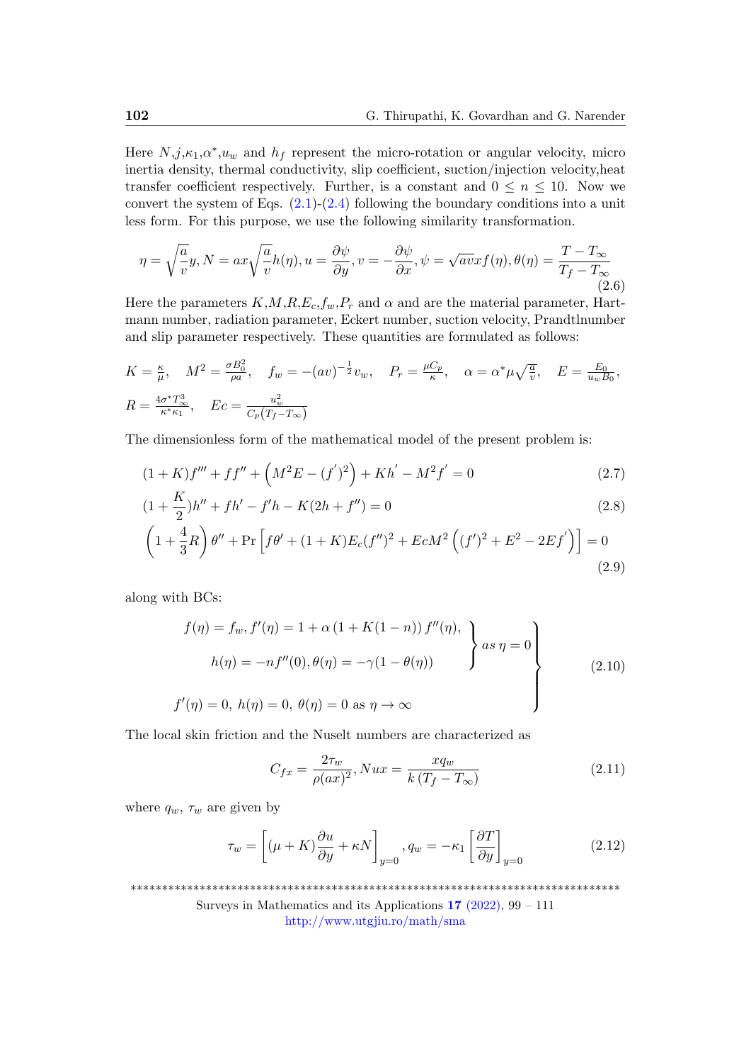Here $N$,$j$,$\kappa_1$,$\alpha^*$,$u_w$ and $h_f$ represent the micro-rotation or angular velocity, micro inertia density, thermal conductivity, slip coefficient, suction/injection velocity,heat transfer coefficient respectively. Further, is a constant and $0 \leq n \leq 10$. Now we convert the system of Eqs. (2.1)-(2.4) following the boundary conditions into a unit less form. For this purpose, we use the following similarity transformation.

$$\eta = \sqrt{\frac{a}{v}}y, N = ax\sqrt{\frac{a}{v}}h(\eta), u = \frac{\partial \psi}{\partial y}, v = -\frac{\partial \psi}{\partial x}, \psi = \sqrt{av}xf(\eta), \theta(\eta) = \frac{T - T_\infty}{T_f - T_\infty} \tag{2.6}$$

Here the parameters $K$,$M$,$R$,$E_c$,$f_w$,$P_r$ and $\alpha$ and are the material parameter, Hartmann number, radiation parameter, Eckert number, suction velocity, Prandtlnumber and slip parameter respectively. These quantities are formulated as follows:

$$K = \frac{\kappa}{\mu}, \quad M^2 = \frac{\sigma B_0^2}{\rho a}, \quad f_w = -(av)^{-\frac{1}{2}}v_w, \quad P_r = \frac{\mu C_p}{\kappa}, \quad \alpha = \alpha^* \mu\sqrt{\frac{a}{v}}, \quad E = \frac{E_0}{u_w B_0},$$

$$R = \frac{4\sigma^* T_\infty^3}{\kappa^* \kappa_1}, \quad Ec = \frac{u_w^2}{C_p\left(T_f - T_\infty\right)}$$

The dimensionless form of the mathematical model of the present problem is:

$$(1+K)f''' + ff'' + \left(M^2E - (f^{'})^2\right) + Kh^{'} - M^2f^{'} = 0 \tag{2.7}$$

$$(1 + \frac{K}{2})h'' + fh' - f'h - K(2h + f'') = 0 \tag{2.8}$$

$$\left(1 + \frac{4}{3}R\right)\theta'' + \Pr\left[f\theta' + (1+K)E_c(f'')^2 + EcM^2\left((f')^2 + E^2 - 2Ef^{'}\right)\right] = 0 \tag{2.9}$$

along with BCs:

$$\left.\begin{array}{l} \left.\begin{array}{l} f(\eta) = f_w, f'(\eta) = 1 + \alpha\left(1 + K(1-n)\right)f''(\eta), \\ h(\eta) = -nf''(0), \theta(\eta) = -\gamma(1 - \theta(\eta)) \end{array}\right\} as\ \eta = 0 \\ \\ f'(\eta) = 0,\ h(\eta) = 0,\ \theta(\eta) = 0 \text{ as } \eta \to \infty \end{array}\right\} \tag{2.10}$$

The local skin friction and the Nuselt numbers are characterized as

$$C_{fx} = \frac{2\tau_w}{\rho(ax)^2}, Nux = \frac{xq_w}{k\left(T_f - T_\infty\right)} \tag{2.11}$$

where $q_w$, $\tau_w$ are given by

$$\tau_w = \left[(\mu + K)\frac{\partial u}{\partial y} + \kappa N\right]_{y=0}, q_w = -\kappa_1\left[\frac{\partial T}{\partial y}\right]_{y=0} \tag{2.12}$$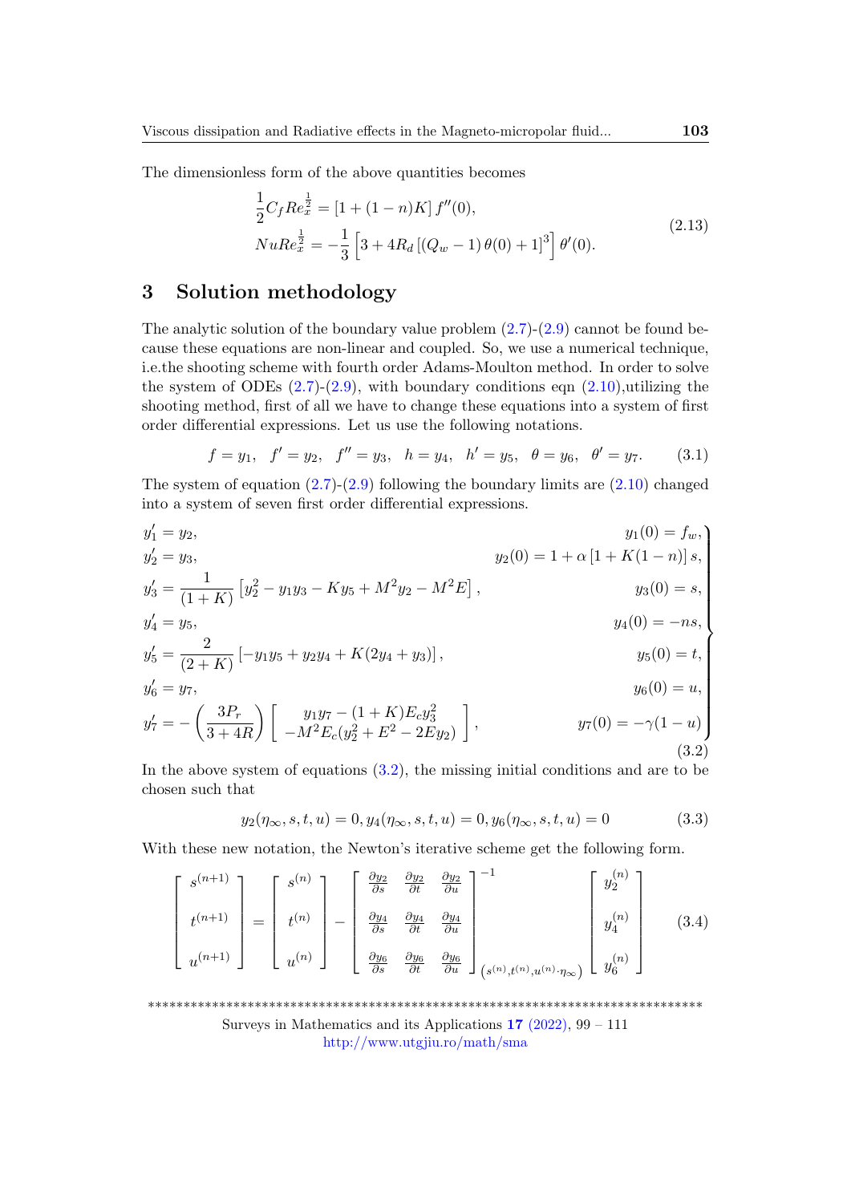The dimensionless form of the above quantities becomes

$$
\begin{aligned}
&\frac{1}{2} C_f Re_x^{\frac{1}{2}} = [1 + (1-n)K]\, f''(0), \\
&Nu Re_x^{\frac{1}{2}} = -\frac{1}{3}\left[3 + 4R_d\left[(Q_w - 1)\,\theta(0) + 1\right]^3\right]\theta'(0).
\end{aligned}
\tag{2.13}
$$

## 3 Solution methodology

The analytic solution of the boundary value problem (2.7)-(2.9) cannot be found because these equations are non-linear and coupled. So, we use a numerical technique, i.e.the shooting scheme with fourth order Adams-Moulton method. In order to solve the system of ODEs (2.7)-(2.9), with boundary conditions eqn (2.10),utilizing the shooting method, first of all we have to change these equations into a system of first order differential expressions. Let us use the following notations.

$$
f = y_1, \quad f' = y_2, \quad f'' = y_3, \quad h = y_4, \quad h' = y_5, \quad \theta = y_6, \quad \theta' = y_7. \tag{3.1}
$$

The system of equation (2.7)-(2.9) following the boundary limits are (2.10) changed into a system of seven first order differential expressions.

$$
\left.
\begin{aligned}
&y_1' = y_2, && y_1(0) = f_w, \\
&y_2' = y_3, && y_2(0) = 1 + \alpha\left[1 + K(1-n)\right]s, \\
&y_3' = \frac{1}{(1+K)}\left[y_2^2 - y_1 y_3 - K y_5 + M^2 y_2 - M^2 E\right], && y_3(0) = s, \\
&y_4' = y_5, && y_4(0) = -ns, \\
&y_5' = \frac{2}{(2+K)}\left[-y_1 y_5 + y_2 y_4 + K(2y_4 + y_3)\right], && y_5(0) = t, \\
&y_6' = y_7, && y_6(0) = u, \\
&y_7' = -\left(\frac{3P_r}{3+4R}\right)\left[\begin{array}{c} y_1 y_7 - (1+K)E_c y_3^2 \\ -M^2 E_c(y_2^2 + E^2 - 2E y_2) \end{array}\right], && y_7(0) = -\gamma(1-u)
\end{aligned}
\right\}
\tag{3.2}
$$

In the above system of equations (3.2), the missing initial conditions and are to be chosen such that

$$
y_2(\eta_\infty, s, t, u) = 0, y_4(\eta_\infty, s, t, u) = 0, y_6(\eta_\infty, s, t, u) = 0 \tag{3.3}
$$

With these new notation, the Newton's iterative scheme get the following form.

$$
\begin{bmatrix} s^{(n+1)} \\ \\ t^{(n+1)} \\ \\ u^{(n+1)} \end{bmatrix}
=
\begin{bmatrix} s^{(n)} \\ \\ t^{(n)} \\ \\ u^{(n)} \end{bmatrix}
-
\begin{bmatrix}
\frac{\partial y_2}{\partial s} & \frac{\partial y_2}{\partial t} & \frac{\partial y_2}{\partial u} \\
\frac{\partial y_4}{\partial s} & \frac{\partial y_4}{\partial t} & \frac{\partial y_4}{\partial u} \\
\frac{\partial y_6}{\partial s} & \frac{\partial y_6}{\partial t} & \frac{\partial y_6}{\partial u}
\end{bmatrix}^{-1}_{\left(s^{(n)}, t^{(n)}, u^{(n)} \cdot \eta_\infty\right)}
\begin{bmatrix} y_2^{(n)} \\ \\ y_4^{(n)} \\ \\ y_6^{(n)} \end{bmatrix}
\tag{3.4}
$$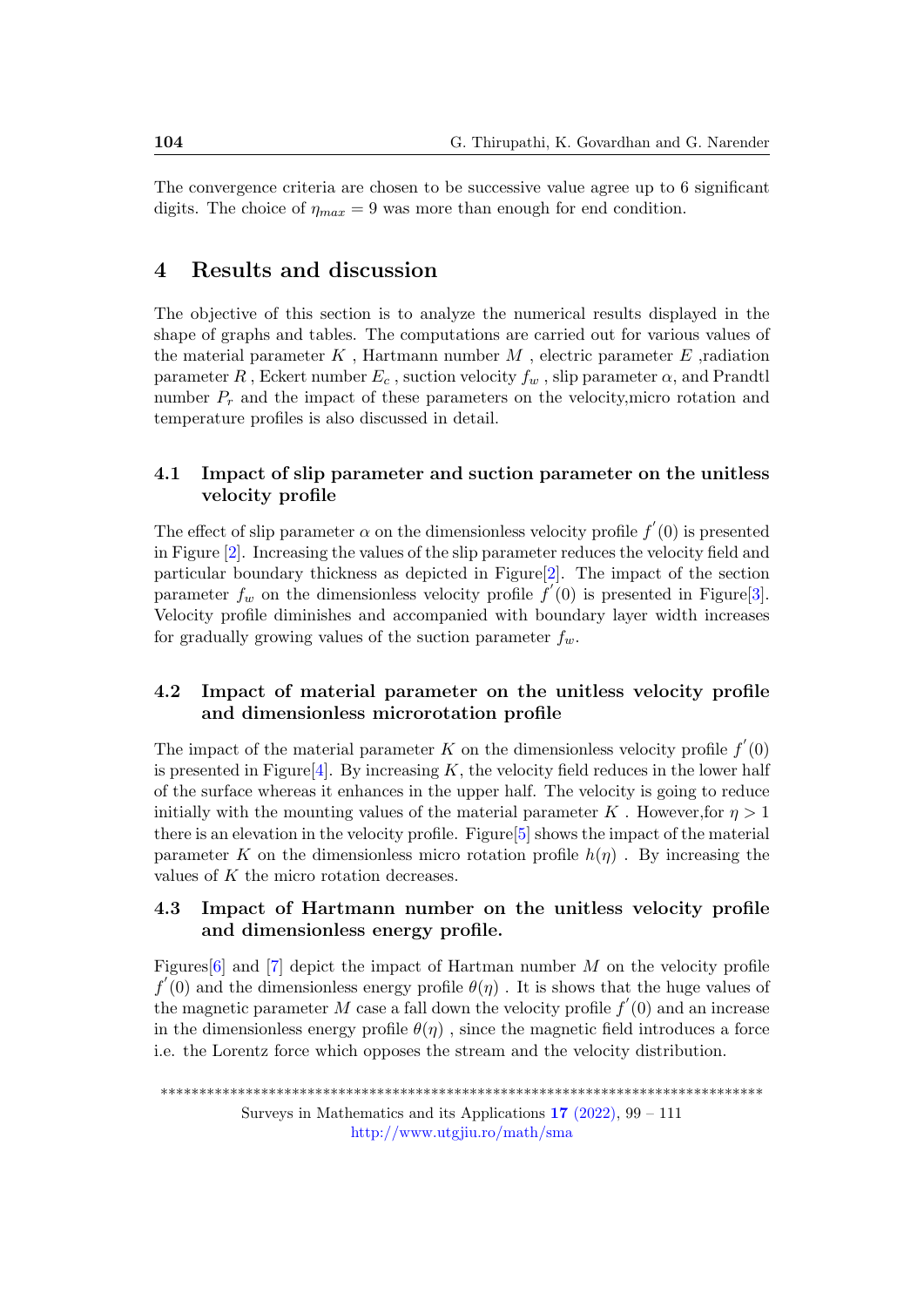The convergence criteria are chosen to be successive value agree up to 6 significant digits. The choice of $\eta_{max} = 9$ was more than enough for end condition.

# 4 Results and discussion

The objective of this section is to analyze the numerical results displayed in the shape of graphs and tables. The computations are carried out for various values of the material parameter $K$ , Hartmann number $M$ , electric parameter $E$ ,radiation parameter $R$ , Eckert number $E_c$ , suction velocity $f_w$ , slip parameter $\alpha$, and Prandtl number $P_r$ and the impact of these parameters on the velocity,micro rotation and temperature profiles is also discussed in detail.

## 4.1 Impact of slip parameter and suction parameter on the unitless velocity profile

The effect of slip parameter $\alpha$ on the dimensionless velocity profile $f^{'}(0)$ is presented in Figure [2]. Increasing the values of the slip parameter reduces the velocity field and particular boundary thickness as depicted in Figure[2]. The impact of the section parameter $f_w$ on the dimensionless velocity profile $f^{'}(0)$ is presented in Figure[3]. Velocity profile diminishes and accompanied with boundary layer width increases for gradually growing values of the suction parameter $f_w$.

## 4.2 Impact of material parameter on the unitless velocity profile and dimensionless microrotation profile

The impact of the material parameter $K$ on the dimensionless velocity profile $f^{'}(0)$ is presented in Figure[4]. By increasing $K$, the velocity field reduces in the lower half of the surface whereas it enhances in the upper half. The velocity is going to reduce initially with the mounting values of the material parameter $K$ . However,for $\eta > 1$ there is an elevation in the velocity profile. Figure[5] shows the impact of the material parameter $K$ on the dimensionless micro rotation profile $h(\eta)$ . By increasing the values of $K$ the micro rotation decreases.

## 4.3 Impact of Hartmann number on the unitless velocity profile and dimensionless energy profile.

Figures[6] and [7] depict the impact of Hartman number $M$ on the velocity profile $f^{'}(0)$ and the dimensionless energy profile $\theta(\eta)$ . It is shows that the huge values of the magnetic parameter $M$ case a fall down the velocity profile $f^{'}(0)$ and an increase in the dimensionless energy profile $\theta(\eta)$ , since the magnetic field introduces a force i.e. the Lorentz force which opposes the stream and the velocity distribution.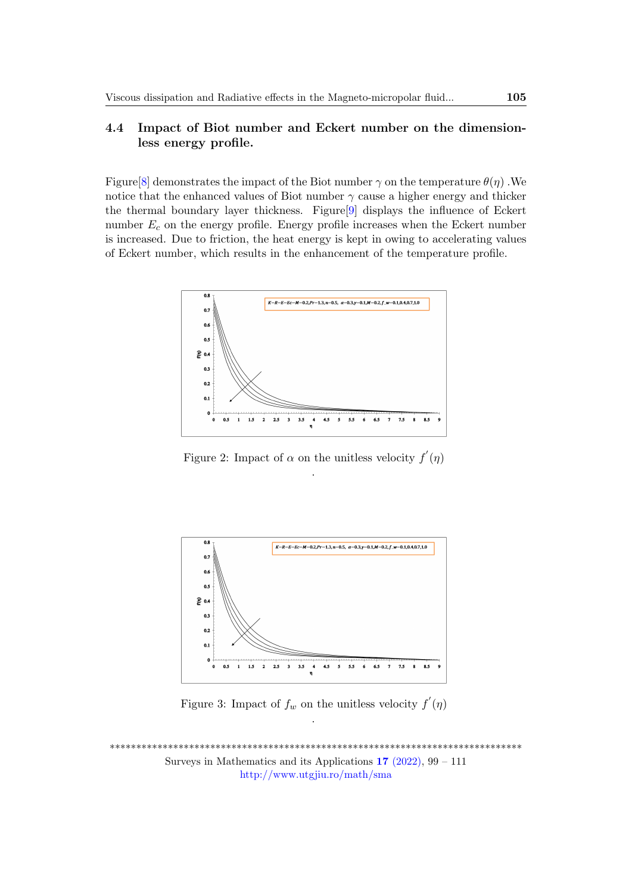### 4.4 Impact of Biot number and Eckert number on the dimensionless energy profile.

Figure[8] demonstrates the impact of the Biot number $\gamma$ on the temperature $\theta(\eta)$ .We notice that the enhanced values of Biot number $\gamma$ cause a higher energy and thicker the thermal boundary layer thickness. Figure[9] displays the influence of Eckert number $E_c$ on the energy profile. Energy profile increases when the Eckert number is increased. Due to friction, the heat energy is kept in owing to accelerating values of Eckert number, which results in the enhancement of the temperature profile.

Figure 2: Impact of $\alpha$ on the unitless velocity $f^{'}(\eta)$

.

Figure 3: Impact of $f_w$ on the unitless velocity $f^{'}(\eta)$

.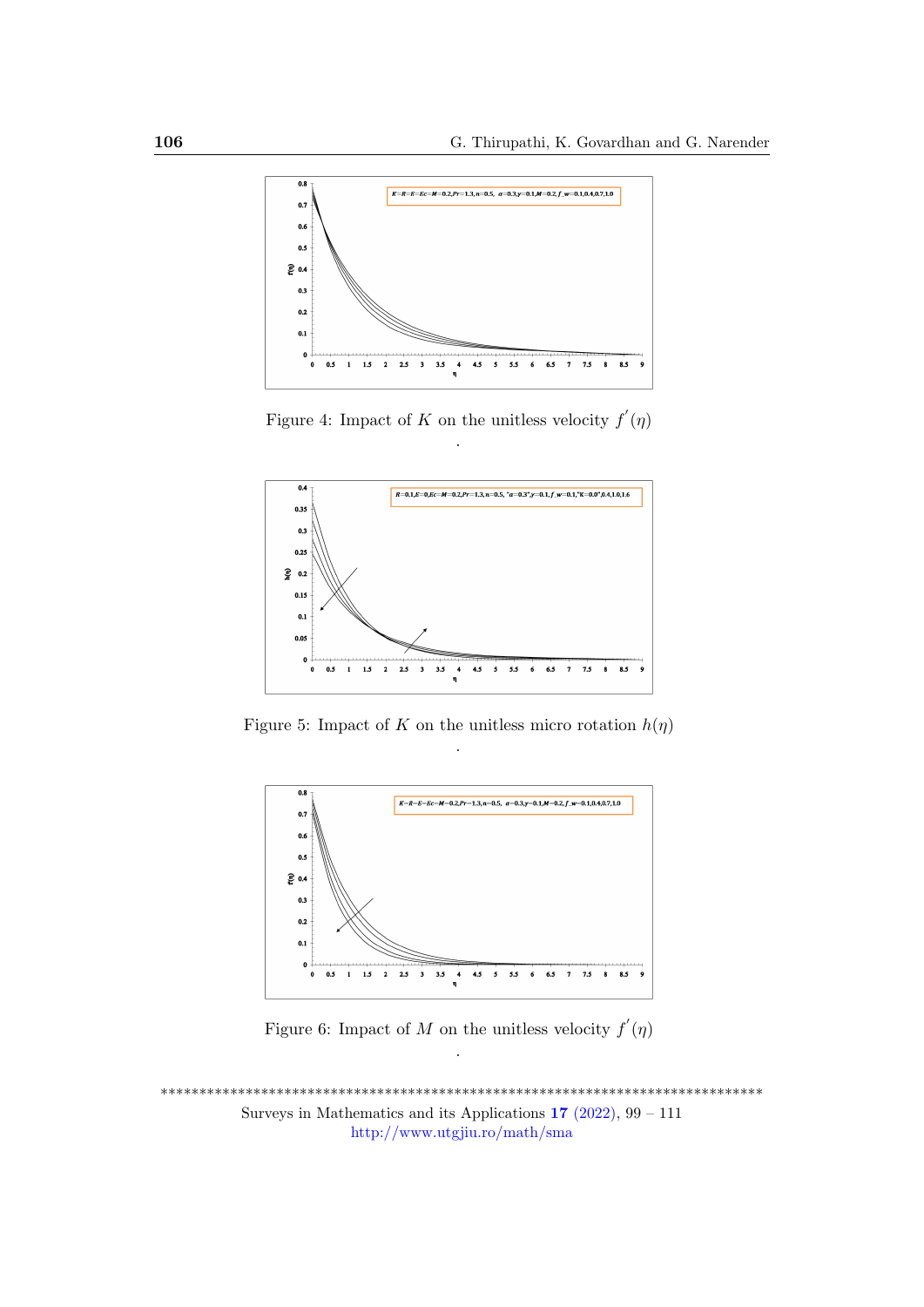Figure 4: Impact of $K$ on the unitless velocity $f'(\eta)$

.

Figure 5: Impact of $K$ on the unitless micro rotation $h(\eta)$

.

Figure 6: Impact of $M$ on the unitless velocity $f'(\eta)$

.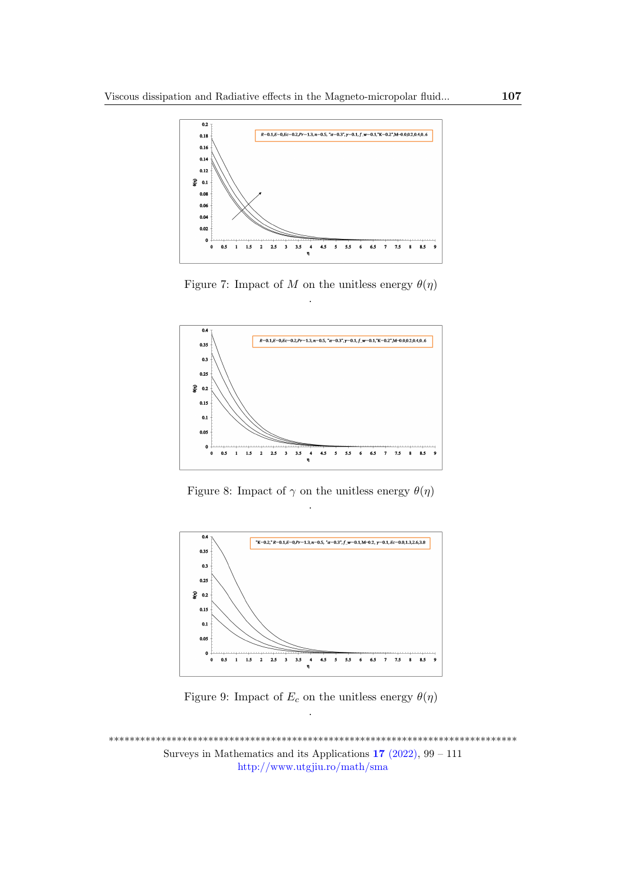Figure 7: Impact of $M$ on the unitless energy $\theta(\eta)$

.

Figure 8: Impact of $\gamma$ on the unitless energy $\theta(\eta)$

.

Figure 9: Impact of $E_c$ on the unitless energy $\theta(\eta)$

.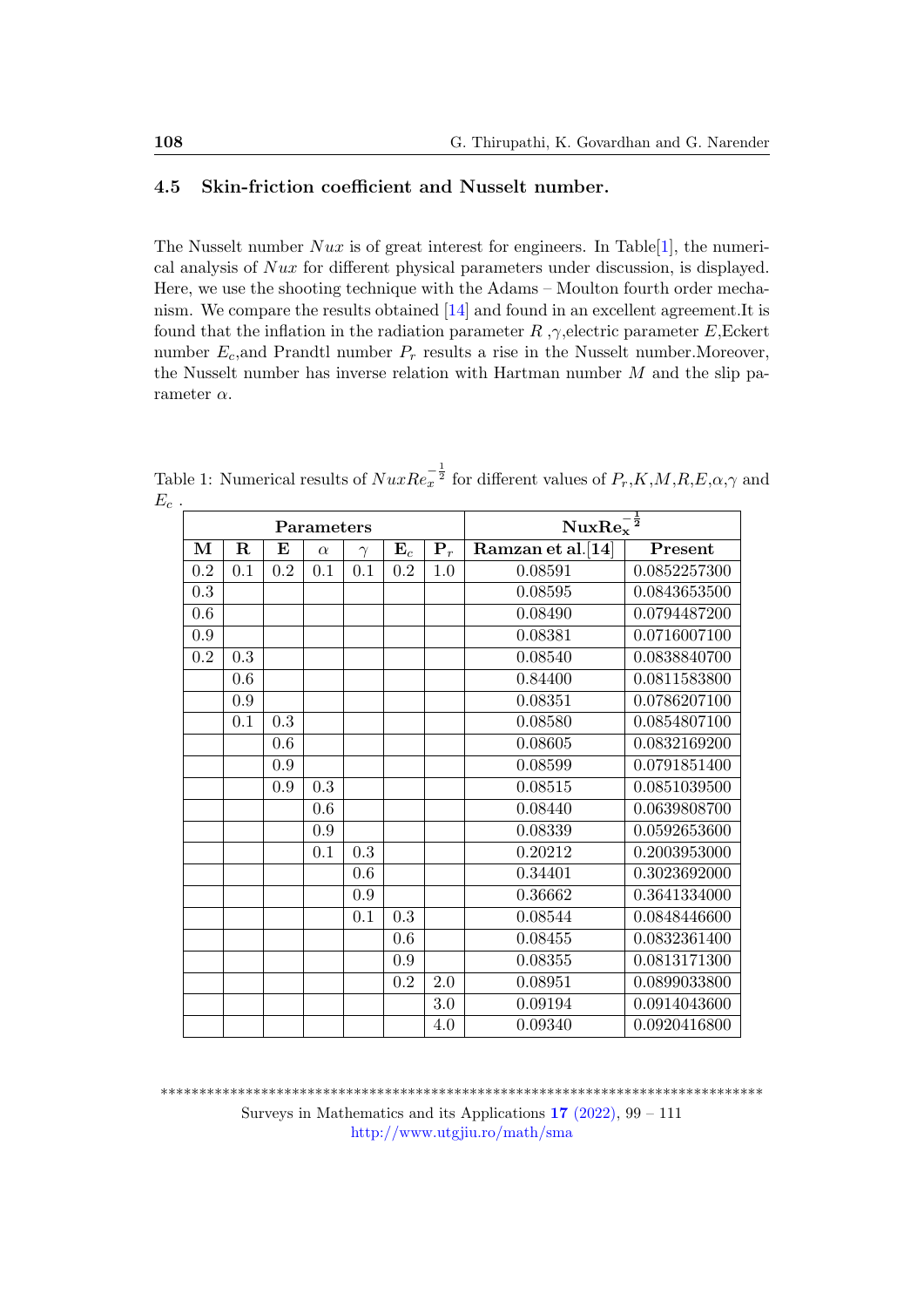### 4.5 Skin-friction coefficient and Nusselt number.

The Nusselt number $Nux$ is of great interest for engineers. In Table[1], the numerical analysis of $Nux$ for different physical parameters under discussion, is displayed. Here, we use the shooting technique with the Adams – Moulton fourth order mechanism. We compare the results obtained [14] and found in an excellent agreement.It is found that the inflation in the radiation parameter $R$ ,$\gamma$,electric parameter $E$,Eckert number $E_c$,and Prandtl number $P_r$ results a rise in the Nusselt number.Moreover, the Nusselt number has inverse relation with Hartman number $M$ and the slip parameter $\alpha$.

Table 1: Numerical results of $NuxRe_x^{-\frac{1}{2}}$ for different values of $P_r$,$K$,$M$,$R$,$E$,$\alpha$,$\gamma$ and $E_c$ .

| Parameters | | | | | | | $\mathbf{NuxRe_x^{-\frac{1}{2}}}$ | |
|---|---|---|---|---|---|---|---|---|
| **M** | **R** | **E** | $\alpha$ | $\gamma$ | $\mathbf{E}_c$ | $\mathbf{P}_r$ | **Ramzan et al.[14]** | **Present** |
| 0.2 | 0.1 | 0.2 | 0.1 | 0.1 | 0.2 | 1.0 | 0.08591 | 0.0852257300 |
| 0.3 | | | | | | | 0.08595 | 0.0843653500 |
| 0.6 | | | | | | | 0.08490 | 0.0794487200 |
| 0.9 | | | | | | | 0.08381 | 0.0716007100 |
| 0.2 | 0.3 | | | | | | 0.08540 | 0.0838840700 |
| | 0.6 | | | | | | 0.84400 | 0.0811583800 |
| | 0.9 | | | | | | 0.08351 | 0.0786207100 |
| | 0.1 | 0.3 | | | | | 0.08580 | 0.0854807100 |
| | | 0.6 | | | | | 0.08605 | 0.0832169200 |
| | | 0.9 | | | | | 0.08599 | 0.0791851400 |
| | | 0.9 | 0.3 | | | | 0.08515 | 0.0851039500 |
| | | | 0.6 | | | | 0.08440 | 0.0639808700 |
| | | | 0.9 | | | | 0.08339 | 0.0592653600 |
| | | | 0.1 | 0.3 | | | 0.20212 | 0.2003953000 |
| | | | | 0.6 | | | 0.34401 | 0.3023692000 |
| | | | | 0.9 | | | 0.36662 | 0.3641334000 |
| | | | | 0.1 | 0.3 | | 0.08544 | 0.0848446600 |
| | | | | | 0.6 | | 0.08455 | 0.0832361400 |
| | | | | | 0.9 | | 0.08355 | 0.0813171300 |
| | | | | | 0.2 | 2.0 | 0.08951 | 0.0899033800 |
| | | | | | | 3.0 | 0.09194 | 0.0914043600 |
| | | | | | | 4.0 | 0.09340 | 0.0920416800 |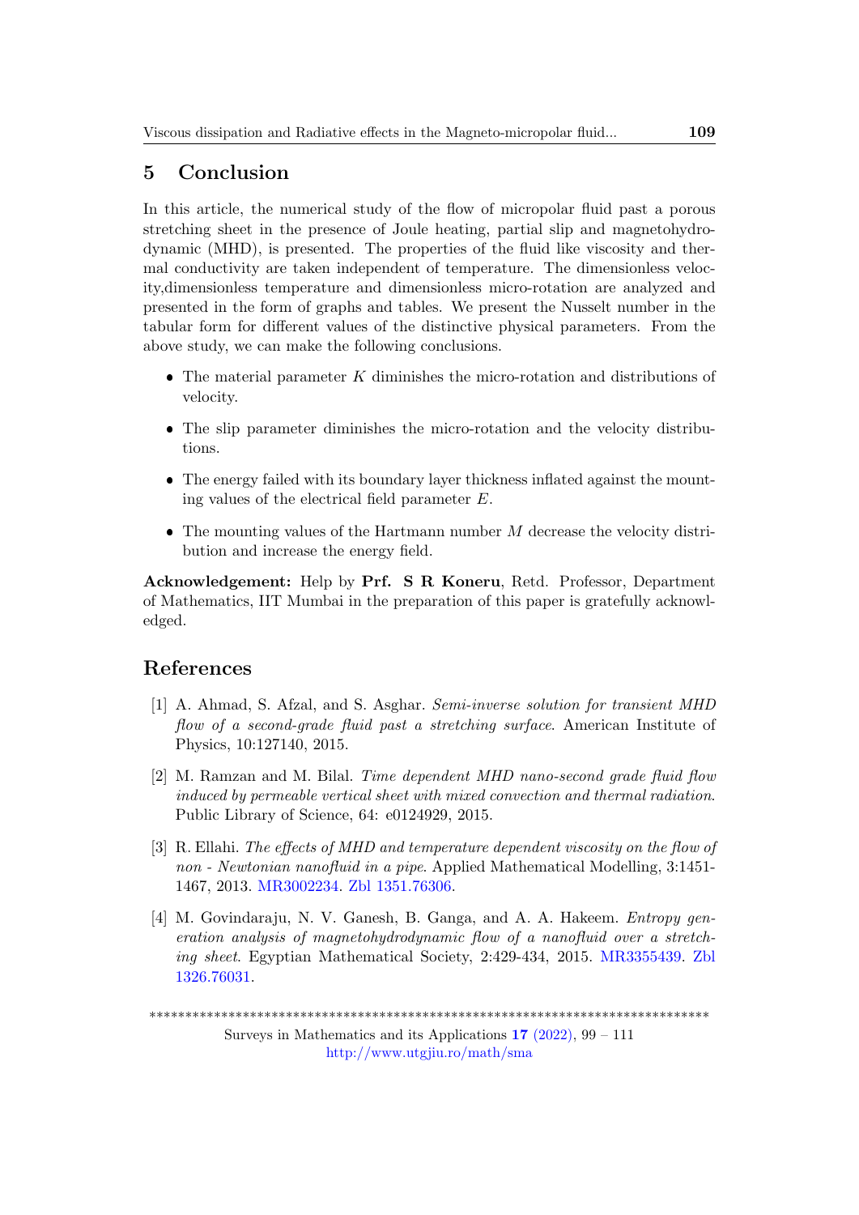## 5 Conclusion

In this article, the numerical study of the flow of micropolar fluid past a porous stretching sheet in the presence of Joule heating, partial slip and magnetohydrodynamic (MHD), is presented. The properties of the fluid like viscosity and thermal conductivity are taken independent of temperature. The dimensionless velocity,dimensionless temperature and dimensionless micro-rotation are analyzed and presented in the form of graphs and tables. We present the Nusselt number in the tabular form for different values of the distinctive physical parameters. From the above study, we can make the following conclusions.

- The material parameter $K$ diminishes the micro-rotation and distributions of velocity.
- The slip parameter diminishes the micro-rotation and the velocity distributions.
- The energy failed with its boundary layer thickness inflated against the mounting values of the electrical field parameter $E$.
- The mounting values of the Hartmann number $M$ decrease the velocity distribution and increase the energy field.

**Acknowledgement:** Help by **Prf. S R Koneru**, Retd. Professor, Department of Mathematics, IIT Mumbai in the preparation of this paper is gratefully acknowledged.

## References

[1] A. Ahmad, S. Afzal, and S. Asghar. *Semi-inverse solution for transient MHD flow of a second-grade fluid past a stretching surface*. American Institute of Physics, 10:127140, 2015.

[2] M. Ramzan and M. Bilal. *Time dependent MHD nano-second grade fluid flow induced by permeable vertical sheet with mixed convection and thermal radiation*. Public Library of Science, 64: e0124929, 2015.

[3] R. Ellahi. *The effects of MHD and temperature dependent viscosity on the flow of non - Newtonian nanofluid in a pipe*. Applied Mathematical Modelling, 3:1451-1467, 2013. MR3002234. Zbl 1351.76306.

[4] M. Govindaraju, N. V. Ganesh, B. Ganga, and A. A. Hakeem. *Entropy generation analysis of magnetohydrodynamic flow of a nanofluid over a stretching sheet*. Egyptian Mathematical Society, 2:429-434, 2015. MR3355439. Zbl 1326.76031.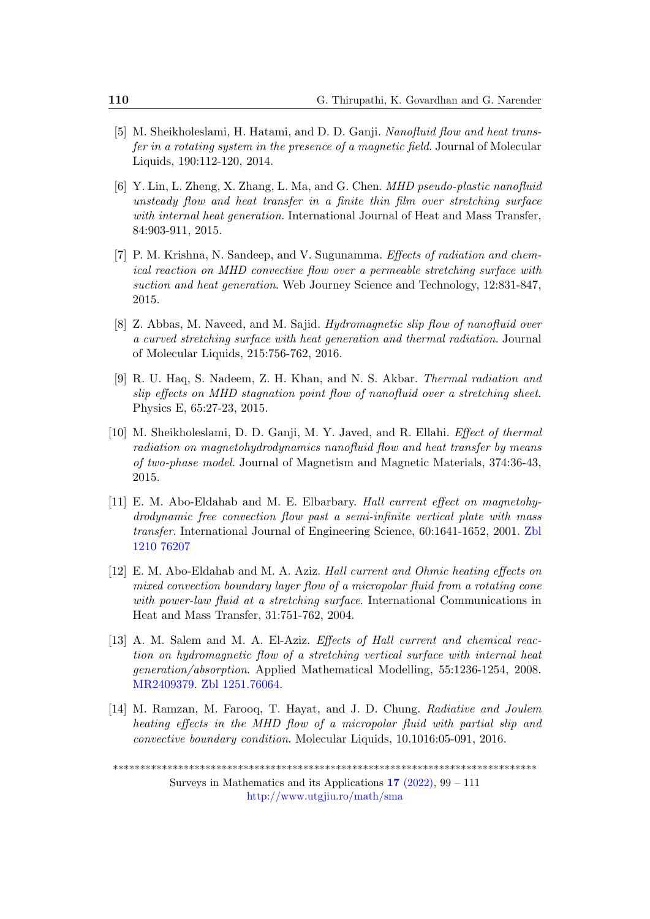[5] M. Sheikholeslami, H. Hatami, and D. D. Ganji. *Nanofluid flow and heat transfer in a rotating system in the presence of a magnetic field*. Journal of Molecular Liquids, 190:112-120, 2014.

[6] Y. Lin, L. Zheng, X. Zhang, L. Ma, and G. Chen. *MHD pseudo-plastic nanofluid unsteady flow and heat transfer in a finite thin film over stretching surface with internal heat generation*. International Journal of Heat and Mass Transfer, 84:903-911, 2015.

[7] P. M. Krishna, N. Sandeep, and V. Sugunamma. *Effects of radiation and chemical reaction on MHD convective flow over a permeable stretching surface with suction and heat generation*. Web Journey Science and Technology, 12:831-847, 2015.

[8] Z. Abbas, M. Naveed, and M. Sajid. *Hydromagnetic slip flow of nanofluid over a curved stretching surface with heat generation and thermal radiation*. Journal of Molecular Liquids, 215:756-762, 2016.

[9] R. U. Haq, S. Nadeem, Z. H. Khan, and N. S. Akbar. *Thermal radiation and slip effects on MHD stagnation point flow of nanofluid over a stretching sheet*. Physics E, 65:27-23, 2015.

[10] M. Sheikholeslami, D. D. Ganji, M. Y. Javed, and R. Ellahi. *Effect of thermal radiation on magnetohydrodynamics nanofluid flow and heat transfer by means of two-phase model*. Journal of Magnetism and Magnetic Materials, 374:36-43, 2015.

[11] E. M. Abo-Eldahab and M. E. Elbarbary. *Hall current effect on magnetohydrodynamic free convection flow past a semi-infinite vertical plate with mass transfer*. International Journal of Engineering Science, 60:1641-1652, 2001. Zbl 1210 76207

[12] E. M. Abo-Eldahab and M. A. Aziz. *Hall current and Ohmic heating effects on mixed convection boundary layer flow of a micropolar fluid from a rotating cone with power-law fluid at a stretching surface*. International Communications in Heat and Mass Transfer, 31:751-762, 2004.

[13] A. M. Salem and M. A. El-Aziz. *Effects of Hall current and chemical reaction on hydromagnetic flow of a stretching vertical surface with internal heat generation/absorption*. Applied Mathematical Modelling, 55:1236-1254, 2008. MR2409379. Zbl 1251.76064.

[14] M. Ramzan, M. Farooq, T. Hayat, and J. D. Chung. *Radiative and Joulem heating effects in the MHD flow of a micropolar fluid with partial slip and convective boundary condition*. Molecular Liquids, 10.1016:05-091, 2016.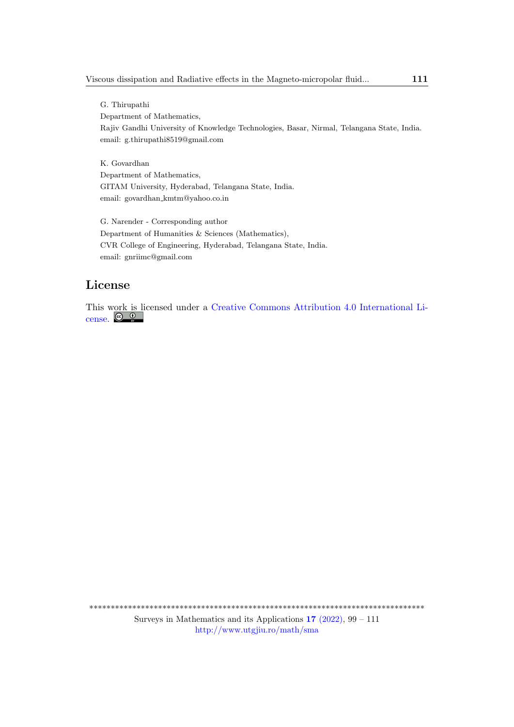G. Thirupathi
Department of Mathematics,
Rajiv Gandhi University of Knowledge Technologies, Basar, Nirmal, Telangana State, India.
email: g.thirupathi8519@gmail.com

K. Govardhan
Department of Mathematics,
GITAM University, Hyderabad, Telangana State, India.
email: govardhan_kmtm@yahoo.co.in

G. Narender - Corresponding author
Department of Humanities & Sciences (Mathematics),
CVR College of Engineering, Hyderabad, Telangana State, India.
email: gnriimc@gmail.com

## License

This work is licensed under a Creative Commons Attribution 4.0 International License.